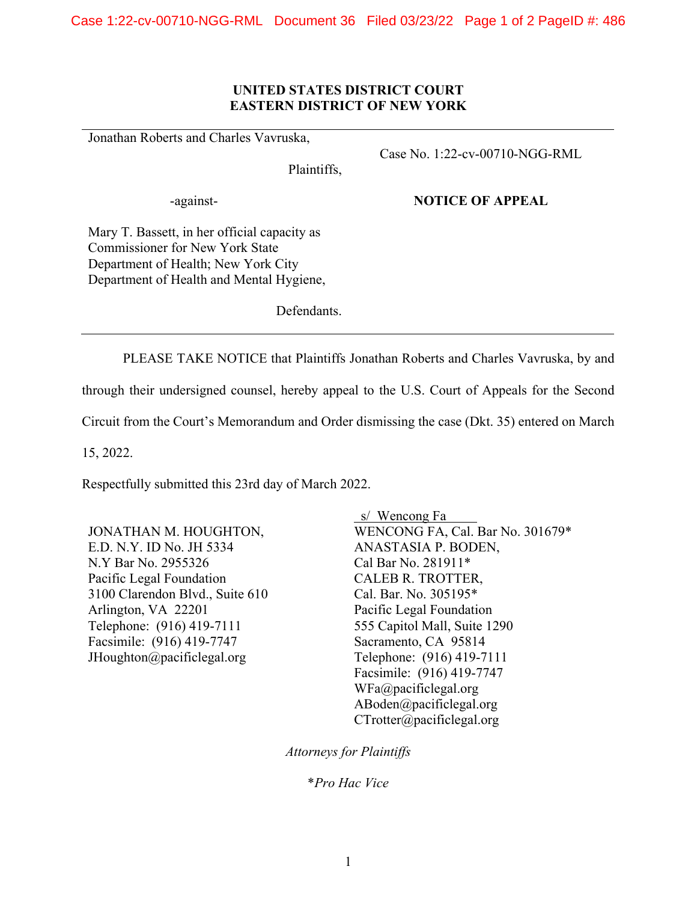**UNITED STATES DISTRICT COURT**
**EASTERN DISTRICT OF NEW YORK**

Jonathan Roberts and Charles Vavruska,

Plaintiffs,

-against-

Mary T. Bassett, in her official capacity as Commissioner for New York State Department of Health; New York City Department of Health and Mental Hygiene,

Defendants.

Case No. 1:22-cv-00710-NGG-RML

**NOTICE OF APPEAL**

PLEASE TAKE NOTICE that Plaintiffs Jonathan Roberts and Charles Vavruska, by and through their undersigned counsel, hereby appeal to the U.S. Court of Appeals for the Second Circuit from the Court's Memorandum and Order dismissing the case (Dkt. 35) entered on March 15, 2022.

Respectfully submitted this 23rd day of March 2022.

JONATHAN M. HOUGHTON,
E.D. N.Y. ID No. JH 5334
N.Y Bar No. 2955326
Pacific Legal Foundation
3100 Clarendon Blvd., Suite 610
Arlington, VA 22201
Telephone: (916) 419-7111
Facsimile: (916) 419-7747
JHoughton@pacificlegal.org

s/ Wencong Fa
WENCONG FA, Cal. Bar No. 301679*
ANASTASIA P. BODEN,
Cal Bar No. 281911*
CALEB R. TROTTER,
Cal. Bar. No. 305195*
Pacific Legal Foundation
555 Capitol Mall, Suite 1290
Sacramento, CA 95814
Telephone: (916) 419-7111
Facsimile: (916) 419-7747
WFa@pacificlegal.org
ABoden@pacificlegal.org
CTrotter@pacificlegal.org

*Attorneys for Plaintiffs*

**Pro Hac Vice*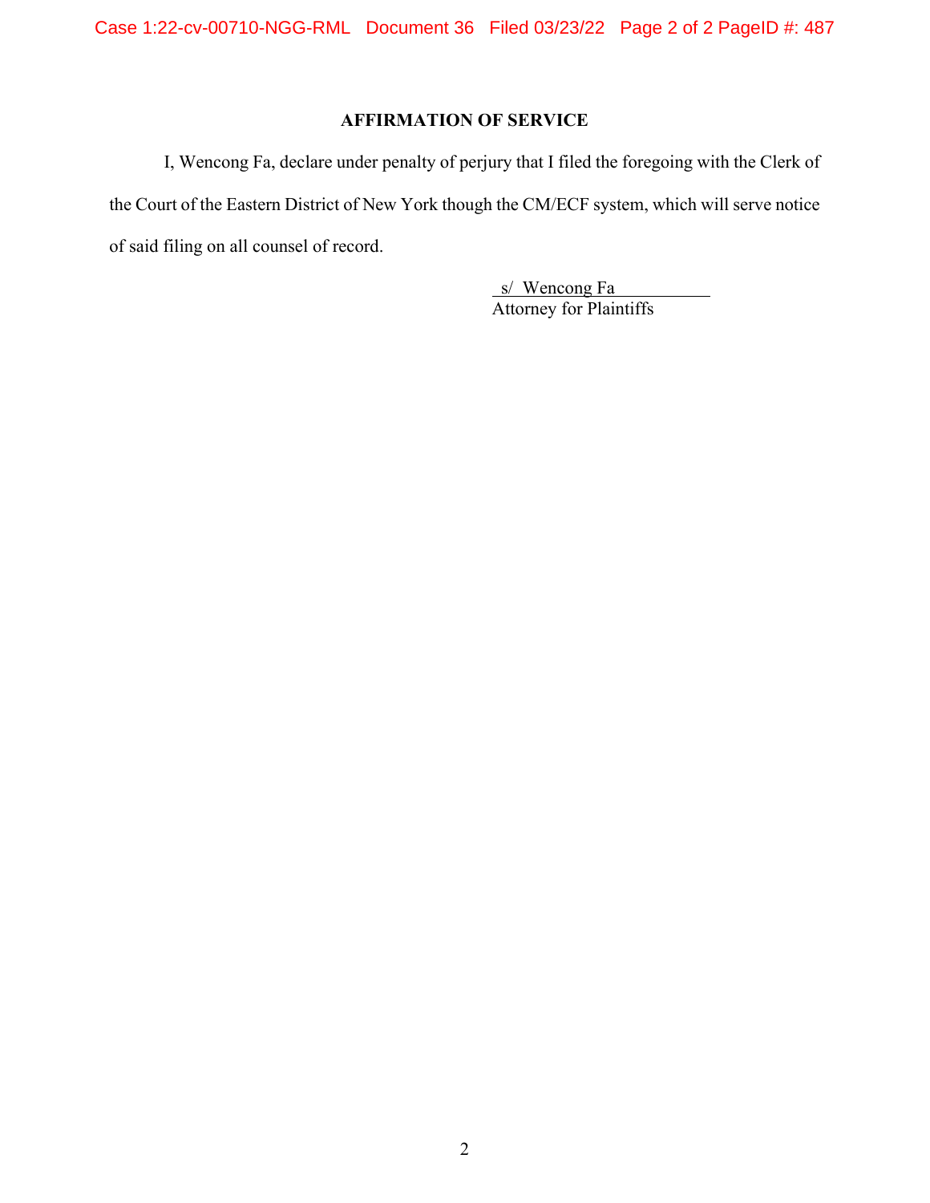## AFFIRMATION OF SERVICE

I, Wencong Fa, declare under penalty of perjury that I filed the foregoing with the Clerk of the Court of the Eastern District of New York though the CM/ECF system, which will serve notice of said filing on all counsel of record.

s/ Wencong Fa
Attorney for Plaintiffs